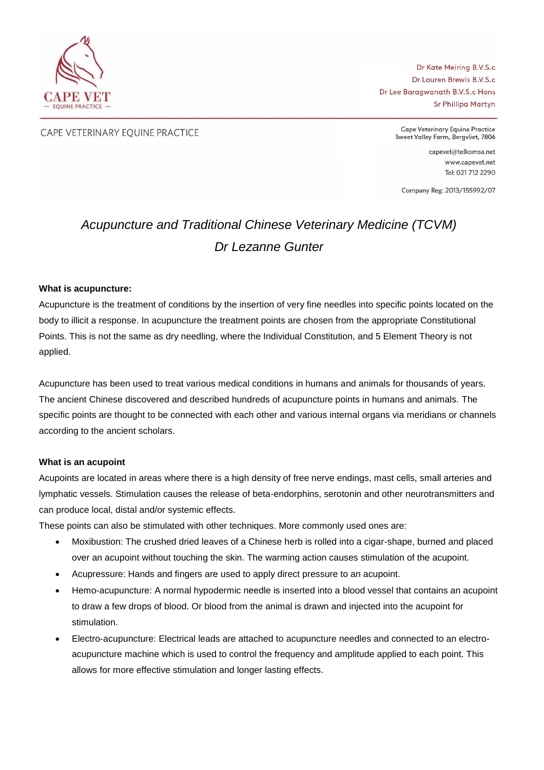CAPE VET
— EQUINE PRACTICE —

Dr Kate Meiring B.V.S.c
Dr Lauren Brewis B.V.S.c
Dr Lee Baragwanath B.V.S.c Hons
Sr Phillipa Martyn

CAPE VETERINARY EQUINE PRACTICE

Cape Veterinary Equine Practice
Sweet Valley Farm, Bergvliet, 7806

capevet@telkomsa.net
www.capevet.net
Tel: 021 712 2290

Company Reg: 2013/155992/07

# *Acupuncture and Traditional Chinese Veterinary Medicine (TCVM)*
## *Dr Lezanne Gunter*

**What is acupuncture:**

Acupuncture is the treatment of conditions by the insertion of very fine needles into specific points located on the body to illicit a response. In acupuncture the treatment points are chosen from the appropriate Constitutional Points. This is not the same as dry needling, where the Individual Constitution, and 5 Element Theory is not applied.

Acupuncture has been used to treat various medical conditions in humans and animals for thousands of years. The ancient Chinese discovered and described hundreds of acupuncture points in humans and animals. The specific points are thought to be connected with each other and various internal organs via meridians or channels according to the ancient scholars.

**What is an acupoint**

Acupoints are located in areas where there is a high density of free nerve endings, mast cells, small arteries and lymphatic vessels. Stimulation causes the release of beta-endorphins, serotonin and other neurotransmitters and can produce local, distal and/or systemic effects.

These points can also be stimulated with other techniques. More commonly used ones are:

- Moxibustion: The crushed dried leaves of a Chinese herb is rolled into a cigar-shape, burned and placed over an acupoint without touching the skin. The warming action causes stimulation of the acupoint.
- Acupressure: Hands and fingers are used to apply direct pressure to an acupoint.
- Hemo-acupuncture: A normal hypodermic needle is inserted into a blood vessel that contains an acupoint to draw a few drops of blood. Or blood from the animal is drawn and injected into the acupoint for stimulation.
- Electro-acupuncture: Electrical leads are attached to acupuncture needles and connected to an electro-acupuncture machine which is used to control the frequency and amplitude applied to each point. This allows for more effective stimulation and longer lasting effects.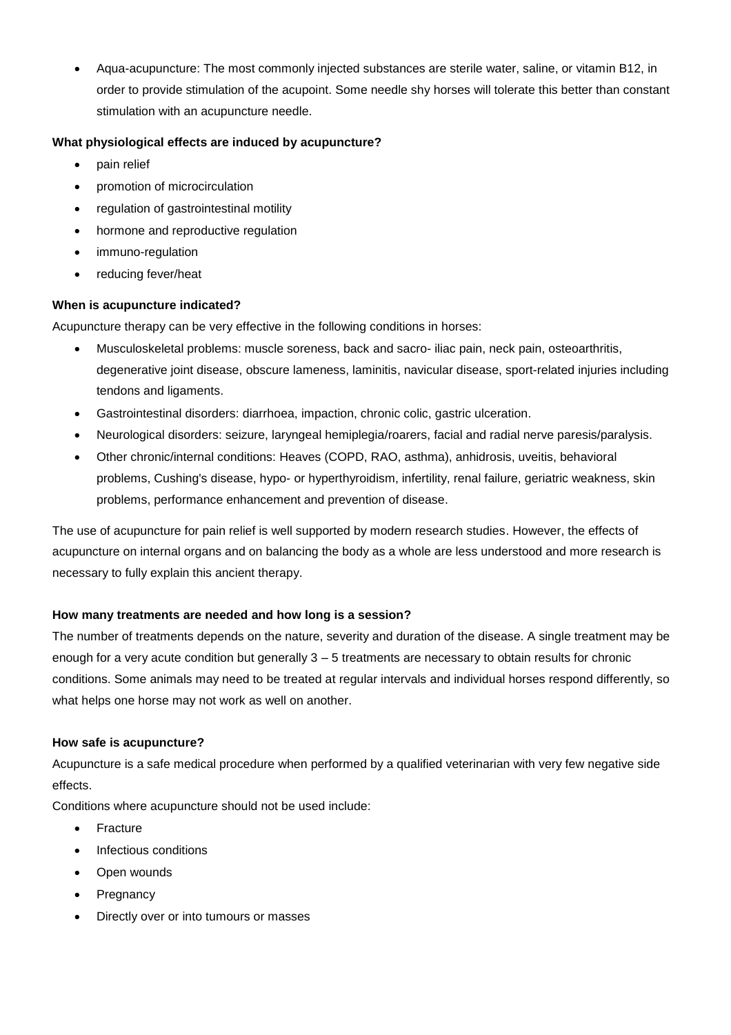- Aqua-acupuncture: The most commonly injected substances are sterile water, saline, or vitamin B12, in order to provide stimulation of the acupoint. Some needle shy horses will tolerate this better than constant stimulation with an acupuncture needle.

**What physiological effects are induced by acupuncture?**

- pain relief
- promotion of microcirculation
- regulation of gastrointestinal motility
- hormone and reproductive regulation
- immuno-regulation
- reducing fever/heat

**When is acupuncture indicated?**

Acupuncture therapy can be very effective in the following conditions in horses:

- Musculoskeletal problems: muscle soreness, back and sacro- iliac pain, neck pain, osteoarthritis, degenerative joint disease, obscure lameness, laminitis, navicular disease, sport-related injuries including tendons and ligaments.
- Gastrointestinal disorders: diarrhoea, impaction, chronic colic, gastric ulceration.
- Neurological disorders: seizure, laryngeal hemiplegia/roarers, facial and radial nerve paresis/paralysis.
- Other chronic/internal conditions: Heaves (COPD, RAO, asthma), anhidrosis, uveitis, behavioral problems, Cushing's disease, hypo- or hyperthyroidism, infertility, renal failure, geriatric weakness, skin problems, performance enhancement and prevention of disease.

The use of acupuncture for pain relief is well supported by modern research studies. However, the effects of acupuncture on internal organs and on balancing the body as a whole are less understood and more research is necessary to fully explain this ancient therapy.

**How many treatments are needed and how long is a session?**

The number of treatments depends on the nature, severity and duration of the disease. A single treatment may be enough for a very acute condition but generally 3 – 5 treatments are necessary to obtain results for chronic conditions. Some animals may need to be treated at regular intervals and individual horses respond differently, so what helps one horse may not work as well on another.

**How safe is acupuncture?**

Acupuncture is a safe medical procedure when performed by a qualified veterinarian with very few negative side effects.

Conditions where acupuncture should not be used include:

- Fracture
- Infectious conditions
- Open wounds
- Pregnancy
- Directly over or into tumours or masses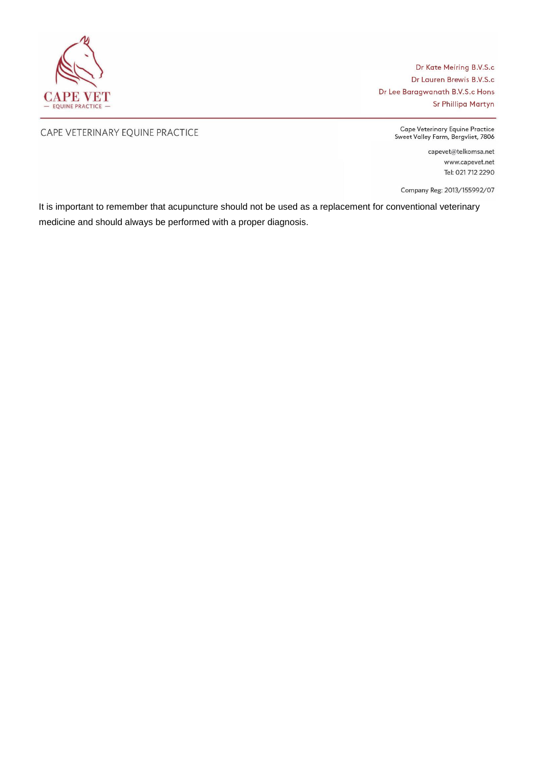It is important to remember that acupuncture should not be used as a replacement for conventional veterinary medicine and should always be performed with a proper diagnosis.